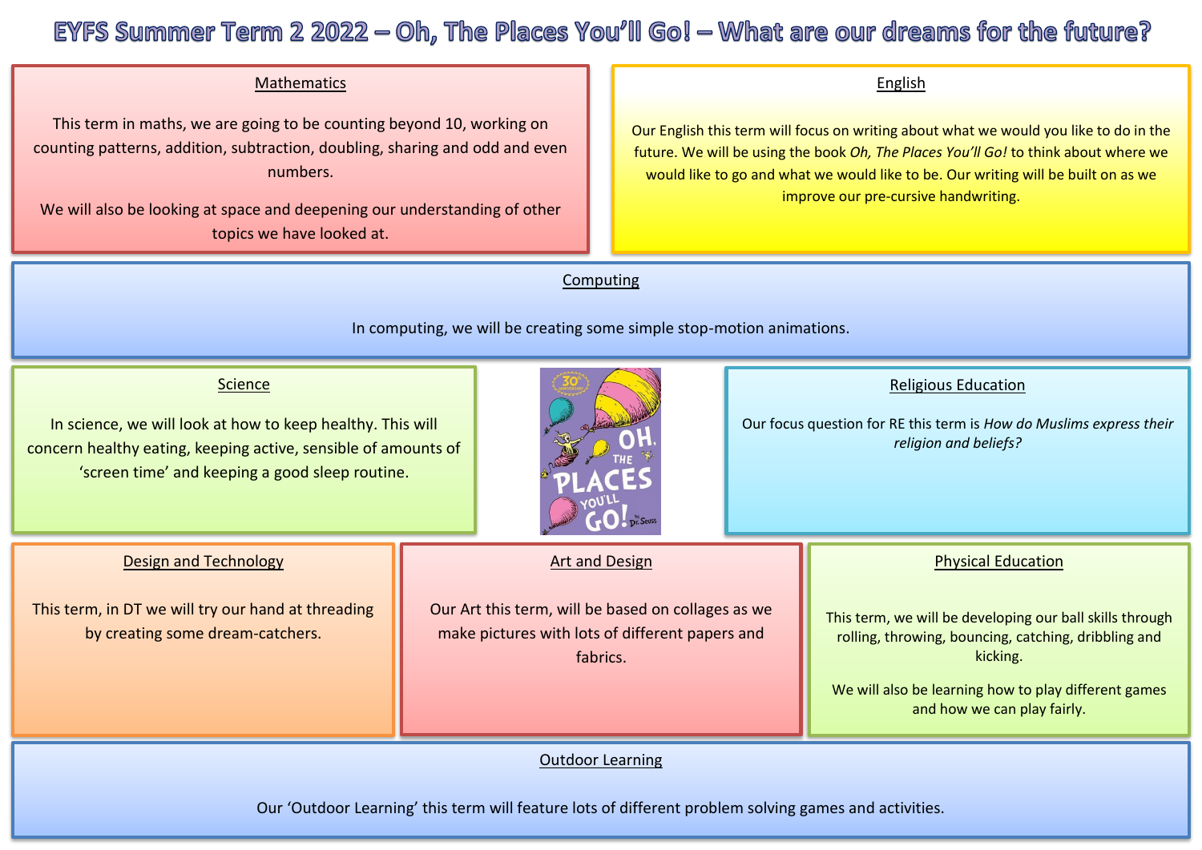# EYFS Summer Term 2 2022 – Oh, The Places You'll Go! – What are our dreams for the future?

## Mathematics

This term in maths, we are going to be counting beyond 10, working on counting patterns, addition, subtraction, doubling, sharing and odd and even numbers.

We will also be looking at space and deepening our understanding of other topics we have looked at.

## English

Our English this term will focus on writing about what we would you like to do in the future. We will be using the book *Oh, The Places You'll Go!* to think about where we would like to go and what we would like to be. Our writing will be built on as we improve our pre-cursive handwriting.

## Computing

In computing, we will be creating some simple stop-motion animations.

## Science

In science, we will look at how to keep healthy. This will concern healthy eating, keeping active, sensible of amounts of 'screen time' and keeping a good sleep routine.

## Religious Education

Our focus question for RE this term is *How do Muslims express their religion and beliefs?*

## Design and Technology

This term, in DT we will try our hand at threading by creating some dream-catchers.

## Art and Design

Our Art this term, will be based on collages as we make pictures with lots of different papers and fabrics.

## Physical Education

This term, we will be developing our ball skills through rolling, throwing, bouncing, catching, dribbling and kicking.

We will also be learning how to play different games and how we can play fairly.

## Outdoor Learning

Our 'Outdoor Learning' this term will feature lots of different problem solving games and activities.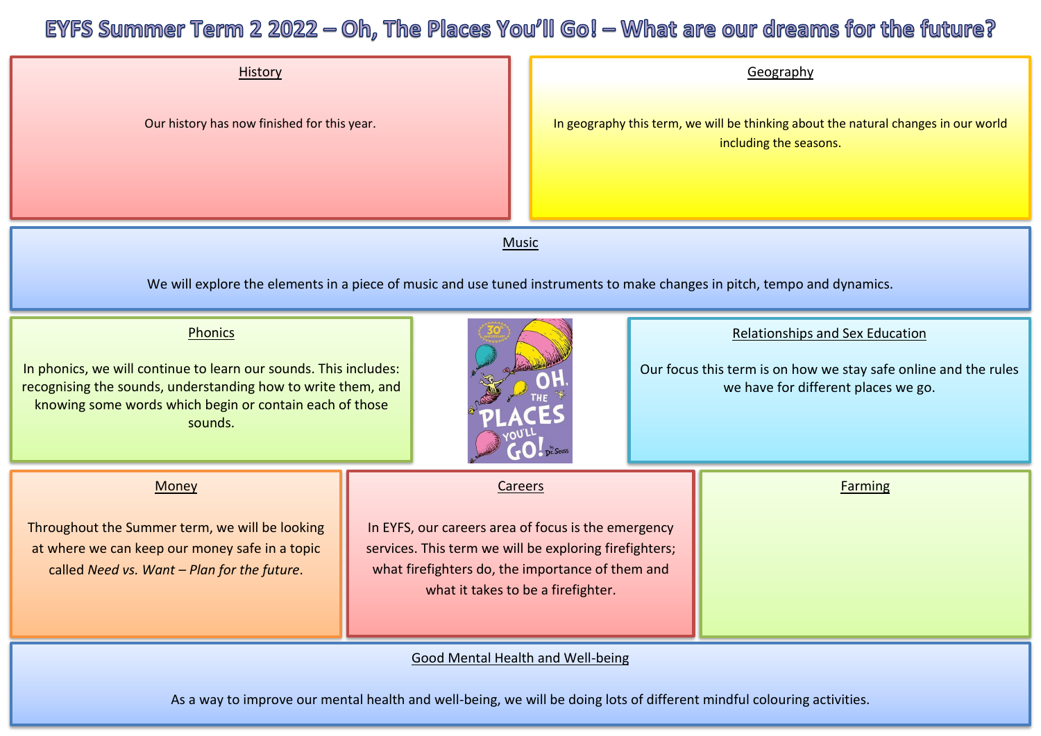# EYFS Summer Term 2 2022 – Oh, The Places You'll Go! – What are our dreams for the future?

## History

Our history has now finished for this year.

## Geography

In geography this term, we will be thinking about the natural changes in our world including the seasons.

## Music

We will explore the elements in a piece of music and use tuned instruments to make changes in pitch, tempo and dynamics.

## Phonics

In phonics, we will continue to learn our sounds. This includes: recognising the sounds, understanding how to write them, and knowing some words which begin or contain each of those sounds.

## Relationships and Sex Education

Our focus this term is on how we stay safe online and the rules we have for different places we go.

## Money

Throughout the Summer term, we will be looking at where we can keep our money safe in a topic called *Need vs. Want – Plan for the future*.

## Careers

In EYFS, our careers area of focus is the emergency services. This term we will be exploring firefighters; what firefighters do, the importance of them and what it takes to be a firefighter.

## Farming

## Good Mental Health and Well-being

As a way to improve our mental health and well-being, we will be doing lots of different mindful colouring activities.